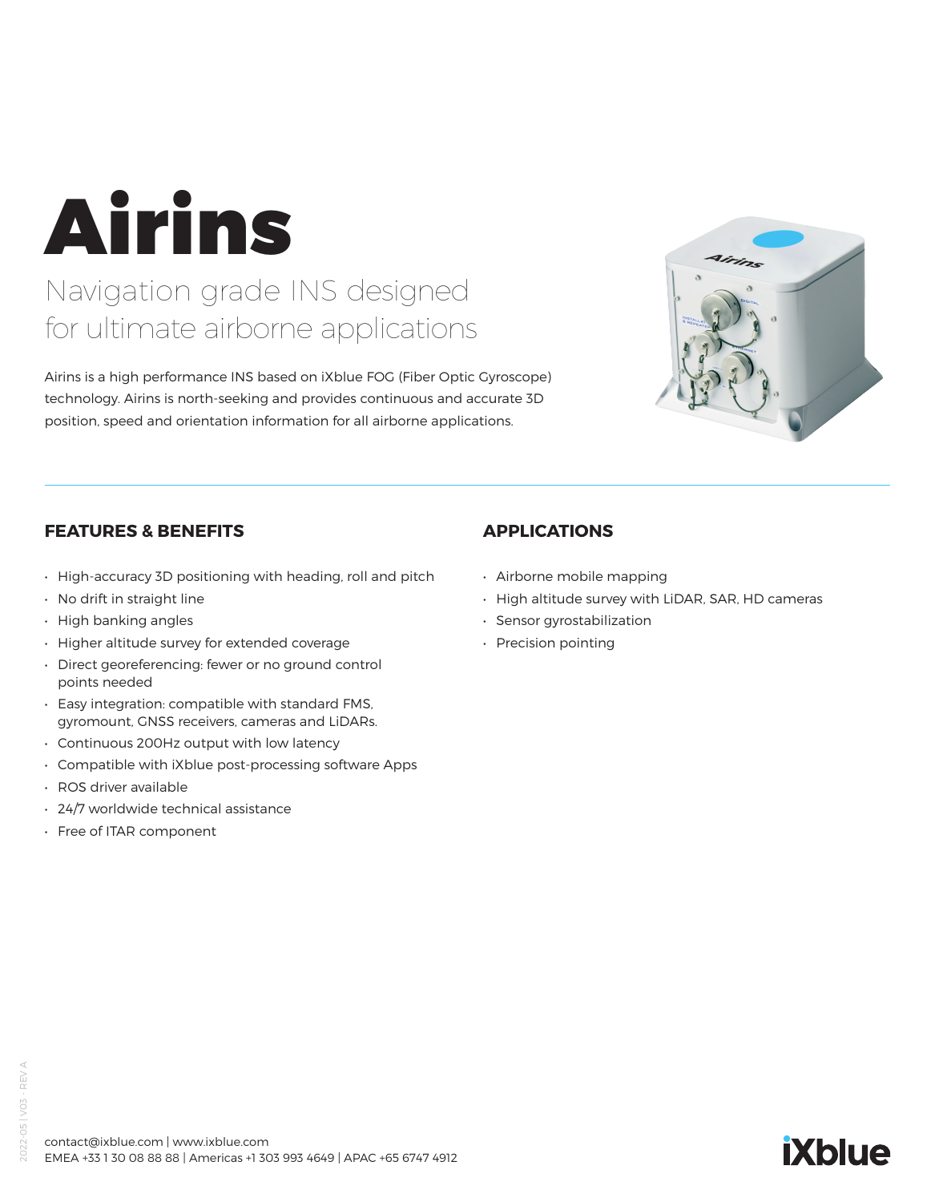# Airins

## Navigation grade INS designed for ultimate airborne applications

Airins is a high performance INS based on iXblue FOG (Fiber Optic Gyroscope) technology. Airins is north-seeking and provides continuous and accurate 3D position, speed and orientation information for all airborne applications.

### FEATURES & BENEFITS

- High-accuracy 3D positioning with heading, roll and pitch
- No drift in straight line
- High banking angles
- Higher altitude survey for extended coverage
- Direct georeferencing: fewer or no ground control points needed
- Easy integration: compatible with standard FMS, gyromount, GNSS receivers, cameras and LiDARs.
- Continuous 200Hz output with low latency
- Compatible with iXblue post-processing software Apps
- ROS driver available
- 24/7 worldwide technical assistance
- Free of ITAR component

### APPLICATIONS

- Airborne mobile mapping
- High altitude survey with LiDAR, SAR, HD cameras
- Sensor gyrostabilization
- Precision pointing

contact@ixblue.com | www.ixblue.com
EMEA +33 1 30 08 88 88 | Americas +1 303 993 4649 | APAC +65 6747 4912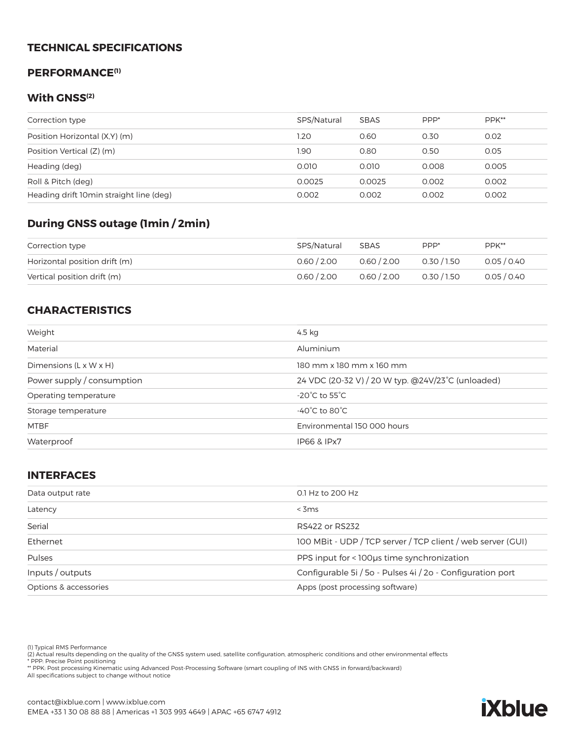## TECHNICAL SPECIFICATIONS

### PERFORMANCE(1)

### With GNSS(2)

| Correction type | SPS/Natural | SBAS | PPP* | PPK** |
|---|---|---|---|---|
| Position Horizontal (X,Y) (m) | 1.20 | 0.60 | 0.30 | 0.02 |
| Position Vertical (Z) (m) | 1.90 | 0.80 | 0.50 | 0.05 |
| Heading (deg) | 0.010 | 0.010 | 0.008 | 0.005 |
| Roll & Pitch (deg) | 0.0025 | 0.0025 | 0.002 | 0.002 |
| Heading drift 10min straight line (deg) | 0.002 | 0.002 | 0.002 | 0.002 |

### During GNSS outage (1min / 2min)

| Correction type | SPS/Natural | SBAS | PPP* | PPK** |
|---|---|---|---|---|
| Horizontal position drift (m) | 0.60 / 2.00 | 0.60 / 2.00 | 0.30 / 1.50 | 0.05 / 0.40 |
| Vertical position drift (m) | 0.60 / 2.00 | 0.60 / 2.00 | 0.30 / 1.50 | 0.05 / 0.40 |

### CHARACTERISTICS

| | |
|---|---|
| Weight | 4.5 kg |
| Material | Aluminium |
| Dimensions (L x W x H) | 180 mm x 180 mm x 160 mm |
| Power supply / consumption | 24 VDC (20-32 V) / 20 W typ. @24V/23°C (unloaded) |
| Operating temperature | -20°C to 55°C |
| Storage temperature | -40°C to 80°C |
| MTBF | Environmental 150 000 hours |
| Waterproof | IP66 & IPx7 |

### INTERFACES

| | |
|---|---|
| Data output rate | 0.1 Hz to 200 Hz |
| Latency | < 3ms |
| Serial | RS422 or RS232 |
| Ethernet | 100 MBit - UDP / TCP server / TCP client / web server (GUI) |
| Pulses | PPS input for < 100µs time synchronization |
| Inputs / outputs | Configurable 5i / 5o - Pulses 4i / 2o - Configuration port |
| Options & accessories | Apps (post processing software) |

(1) Typical RMS Performance
(2) Actual results depending on the quality of the GNSS system used, satellite configuration, atmospheric conditions and other environmental effects
* PPP: Precise Point positioning
** PPK: Post processing Kinematic using Advanced Post-Processing Software (smart coupling of INS with GNSS in forward/backward)
All specifications subject to change without notice

contact@ixblue.com | www.ixblue.com
EMEA +33 1 30 08 88 88 | Americas +1 303 993 4649 | APAC +65 6747 4912

iXblue